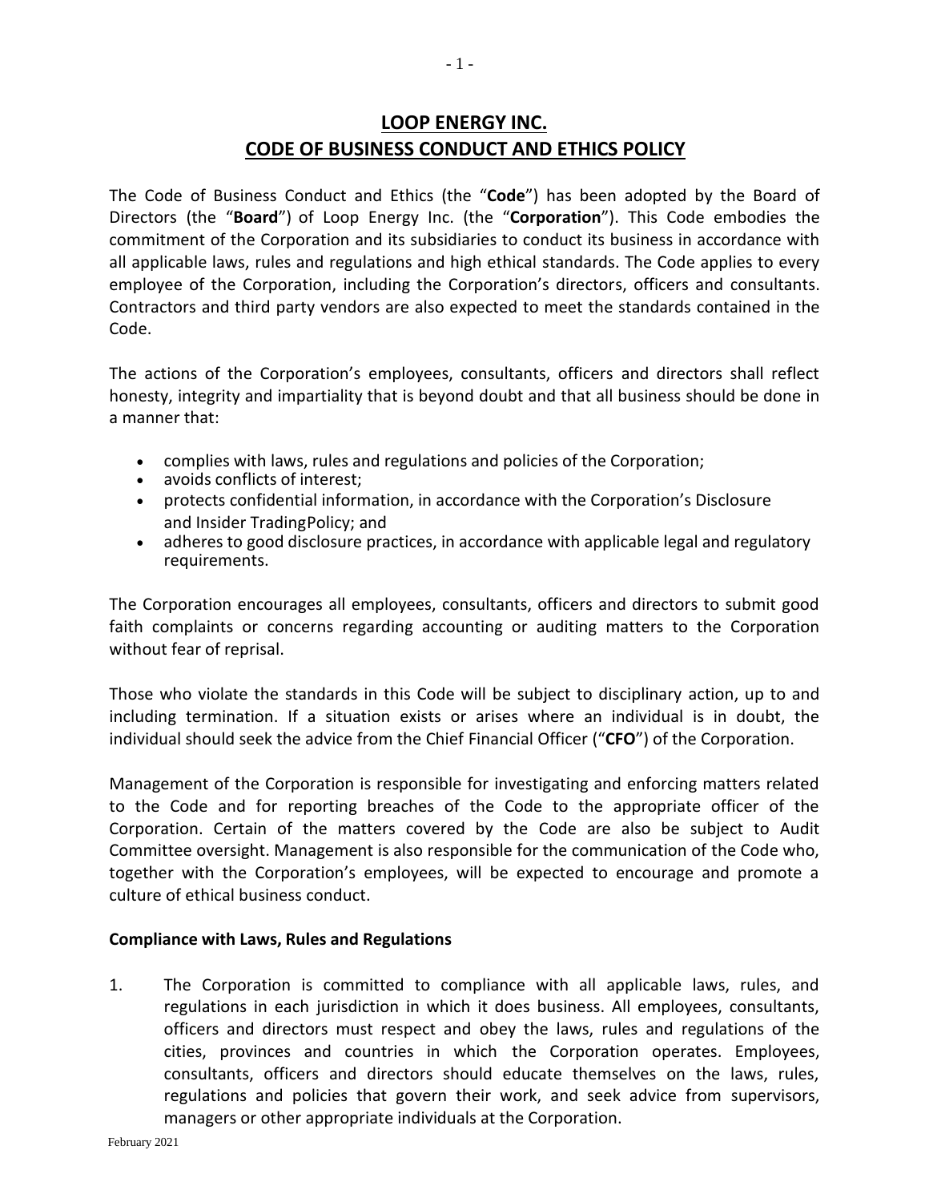# LOOP ENERGY INC.
# CODE OF BUSINESS CONDUCT AND ETHICS POLICY

The Code of Business Conduct and Ethics (the "**Code**") has been adopted by the Board of Directors (the "**Board**") of Loop Energy Inc. (the "**Corporation**"). This Code embodies the commitment of the Corporation and its subsidiaries to conduct its business in accordance with all applicable laws, rules and regulations and high ethical standards. The Code applies to every employee of the Corporation, including the Corporation's directors, officers and consultants. Contractors and third party vendors are also expected to meet the standards contained in the Code.

The actions of the Corporation's employees, consultants, officers and directors shall reflect honesty, integrity and impartiality that is beyond doubt and that all business should be done in a manner that:

- complies with laws, rules and regulations and policies of the Corporation;
- avoids conflicts of interest;
- protects confidential information, in accordance with the Corporation's Disclosure and Insider TradingPolicy; and
- adheres to good disclosure practices, in accordance with applicable legal and regulatory requirements.

The Corporation encourages all employees, consultants, officers and directors to submit good faith complaints or concerns regarding accounting or auditing matters to the Corporation without fear of reprisal.

Those who violate the standards in this Code will be subject to disciplinary action, up to and including termination. If a situation exists or arises where an individual is in doubt, the individual should seek the advice from the Chief Financial Officer ("**CFO**") of the Corporation.

Management of the Corporation is responsible for investigating and enforcing matters related to the Code and for reporting breaches of the Code to the appropriate officer of the Corporation. Certain of the matters covered by the Code are also be subject to Audit Committee oversight. Management is also responsible for the communication of the Code who, together with the Corporation's employees, will be expected to encourage and promote a culture of ethical business conduct.

**Compliance with Laws, Rules and Regulations**

1. The Corporation is committed to compliance with all applicable laws, rules, and regulations in each jurisdiction in which it does business. All employees, consultants, officers and directors must respect and obey the laws, rules and regulations of the cities, provinces and countries in which the Corporation operates. Employees, consultants, officers and directors should educate themselves on the laws, rules, regulations and policies that govern their work, and seek advice from supervisors, managers or other appropriate individuals at the Corporation.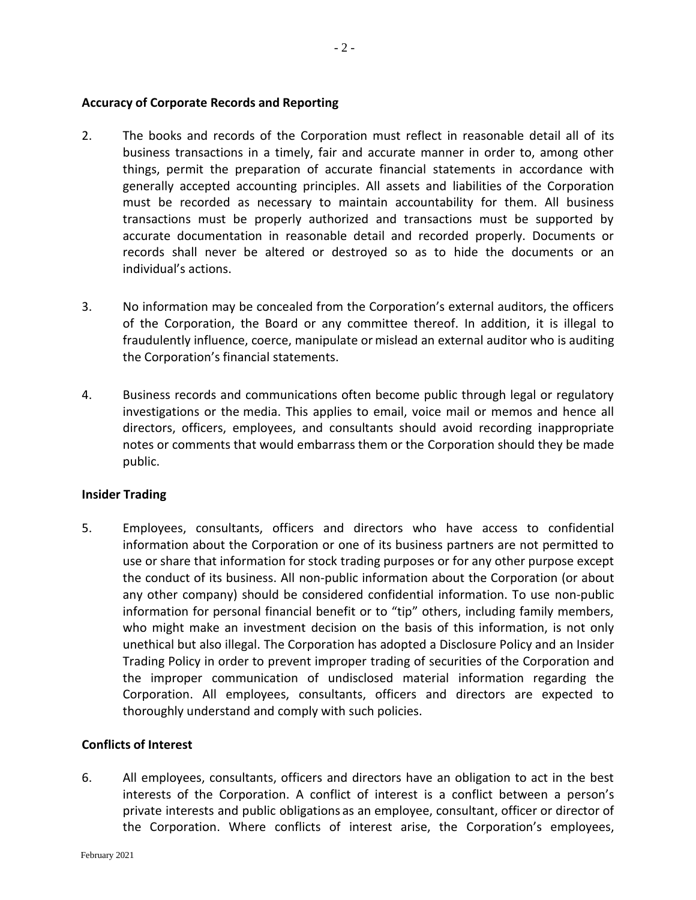**Accuracy of Corporate Records and Reporting**

2. The books and records of the Corporation must reflect in reasonable detail all of its business transactions in a timely, fair and accurate manner in order to, among other things, permit the preparation of accurate financial statements in accordance with generally accepted accounting principles. All assets and liabilities of the Corporation must be recorded as necessary to maintain accountability for them. All business transactions must be properly authorized and transactions must be supported by accurate documentation in reasonable detail and recorded properly. Documents or records shall never be altered or destroyed so as to hide the documents or an individual's actions.

3. No information may be concealed from the Corporation's external auditors, the officers of the Corporation, the Board or any committee thereof. In addition, it is illegal to fraudulently influence, coerce, manipulate or mislead an external auditor who is auditing the Corporation's financial statements.

4. Business records and communications often become public through legal or regulatory investigations or the media. This applies to email, voice mail or memos and hence all directors, officers, employees, and consultants should avoid recording inappropriate notes or comments that would embarrass them or the Corporation should they be made public.

**Insider Trading**

5. Employees, consultants, officers and directors who have access to confidential information about the Corporation or one of its business partners are not permitted to use or share that information for stock trading purposes or for any other purpose except the conduct of its business. All non-public information about the Corporation (or about any other company) should be considered confidential information. To use non-public information for personal financial benefit or to "tip" others, including family members, who might make an investment decision on the basis of this information, is not only unethical but also illegal. The Corporation has adopted a Disclosure Policy and an Insider Trading Policy in order to prevent improper trading of securities of the Corporation and the improper communication of undisclosed material information regarding the Corporation. All employees, consultants, officers and directors are expected to thoroughly understand and comply with such policies.

**Conflicts of Interest**

6. All employees, consultants, officers and directors have an obligation to act in the best interests of the Corporation. A conflict of interest is a conflict between a person's private interests and public obligations as an employee, consultant, officer or director of the Corporation. Where conflicts of interest arise, the Corporation's employees,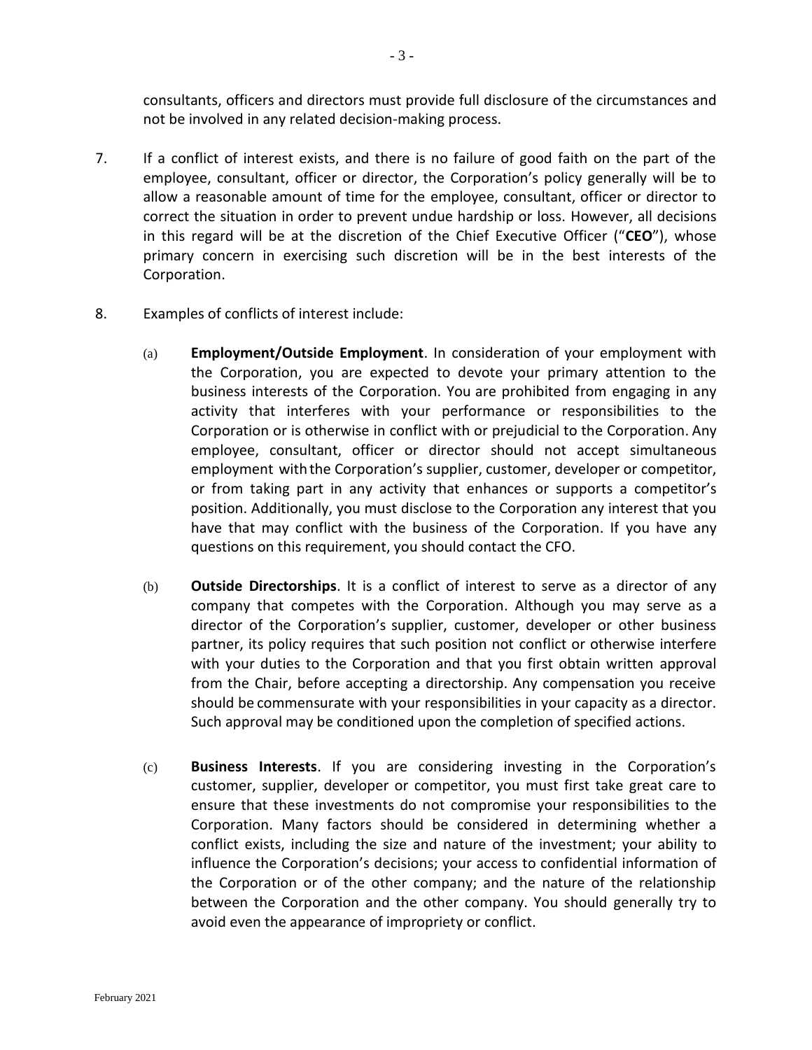consultants, officers and directors must provide full disclosure of the circumstances and not be involved in any related decision-making process.

7. If a conflict of interest exists, and there is no failure of good faith on the part of the employee, consultant, officer or director, the Corporation's policy generally will be to allow a reasonable amount of time for the employee, consultant, officer or director to correct the situation in order to prevent undue hardship or loss. However, all decisions in this regard will be at the discretion of the Chief Executive Officer ("**CEO**"), whose primary concern in exercising such discretion will be in the best interests of the Corporation.

8. Examples of conflicts of interest include:

   (a) **Employment/Outside Employment**. In consideration of your employment with the Corporation, you are expected to devote your primary attention to the business interests of the Corporation. You are prohibited from engaging in any activity that interferes with your performance or responsibilities to the Corporation or is otherwise in conflict with or prejudicial to the Corporation. Any employee, consultant, officer or director should not accept simultaneous employment with the Corporation's supplier, customer, developer or competitor, or from taking part in any activity that enhances or supports a competitor's position. Additionally, you must disclose to the Corporation any interest that you have that may conflict with the business of the Corporation. If you have any questions on this requirement, you should contact the CFO.

   (b) **Outside Directorships**. It is a conflict of interest to serve as a director of any company that competes with the Corporation. Although you may serve as a director of the Corporation's supplier, customer, developer or other business partner, its policy requires that such position not conflict or otherwise interfere with your duties to the Corporation and that you first obtain written approval from the Chair, before accepting a directorship. Any compensation you receive should be commensurate with your responsibilities in your capacity as a director. Such approval may be conditioned upon the completion of specified actions.

   (c) **Business Interests**. If you are considering investing in the Corporation's customer, supplier, developer or competitor, you must first take great care to ensure that these investments do not compromise your responsibilities to the Corporation. Many factors should be considered in determining whether a conflict exists, including the size and nature of the investment; your ability to influence the Corporation's decisions; your access to confidential information of the Corporation or of the other company; and the nature of the relationship between the Corporation and the other company. You should generally try to avoid even the appearance of impropriety or conflict.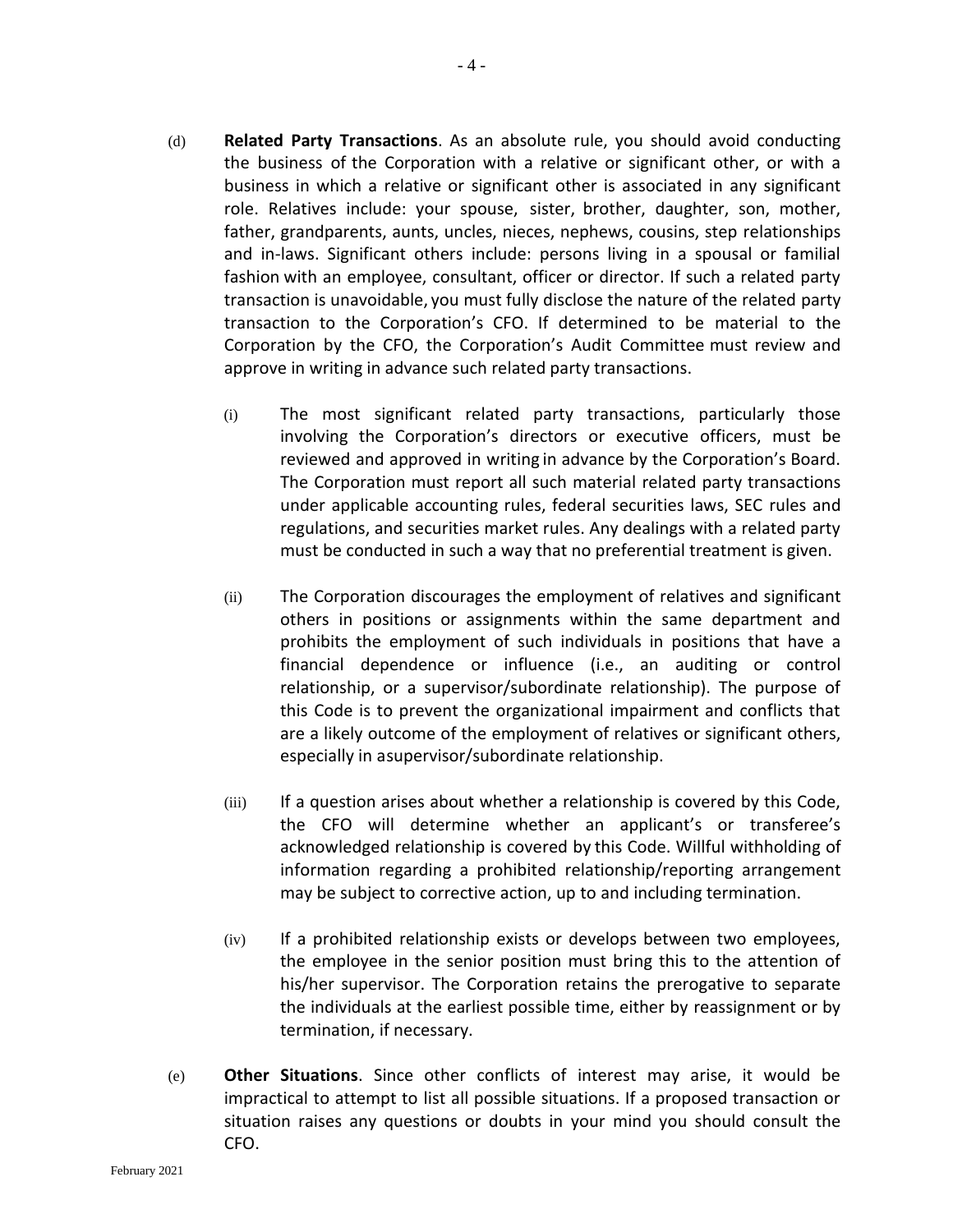(d) **Related Party Transactions**. As an absolute rule, you should avoid conducting the business of the Corporation with a relative or significant other, or with a business in which a relative or significant other is associated in any significant role. Relatives include: your spouse, sister, brother, daughter, son, mother, father, grandparents, aunts, uncles, nieces, nephews, cousins, step relationships and in-laws. Significant others include: persons living in a spousal or familial fashion with an employee, consultant, officer or director. If such a related party transaction is unavoidable, you must fully disclose the nature of the related party transaction to the Corporation's CFO. If determined to be material to the Corporation by the CFO, the Corporation's Audit Committee must review and approve in writing in advance such related party transactions.

(i) The most significant related party transactions, particularly those involving the Corporation's directors or executive officers, must be reviewed and approved in writing in advance by the Corporation's Board. The Corporation must report all such material related party transactions under applicable accounting rules, federal securities laws, SEC rules and regulations, and securities market rules. Any dealings with a related party must be conducted in such a way that no preferential treatment is given.

(ii) The Corporation discourages the employment of relatives and significant others in positions or assignments within the same department and prohibits the employment of such individuals in positions that have a financial dependence or influence (i.e., an auditing or control relationship, or a supervisor/subordinate relationship). The purpose of this Code is to prevent the organizational impairment and conflicts that are a likely outcome of the employment of relatives or significant others, especially in asupervisor/subordinate relationship.

(iii) If a question arises about whether a relationship is covered by this Code, the CFO will determine whether an applicant's or transferee's acknowledged relationship is covered by this Code. Willful withholding of information regarding a prohibited relationship/reporting arrangement may be subject to corrective action, up to and including termination.

(iv) If a prohibited relationship exists or develops between two employees, the employee in the senior position must bring this to the attention of his/her supervisor. The Corporation retains the prerogative to separate the individuals at the earliest possible time, either by reassignment or by termination, if necessary.

(e) **Other Situations**. Since other conflicts of interest may arise, it would be impractical to attempt to list all possible situations. If a proposed transaction or situation raises any questions or doubts in your mind you should consult the CFO.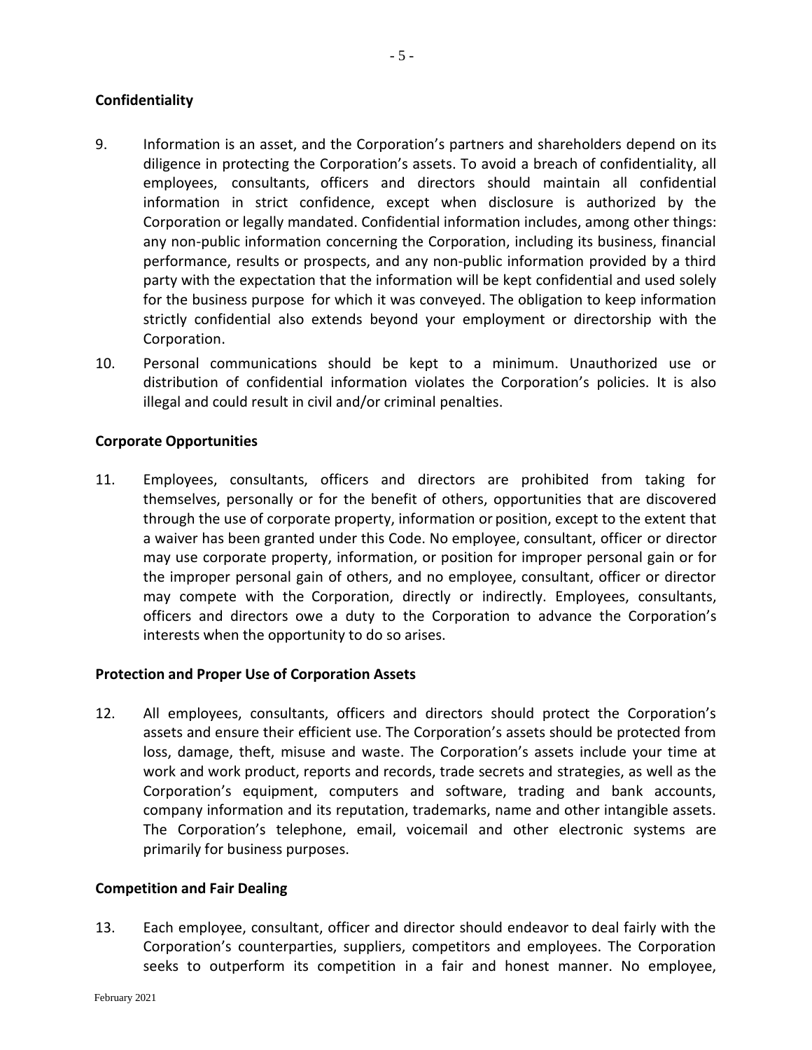**Confidentiality**

9. Information is an asset, and the Corporation's partners and shareholders depend on its diligence in protecting the Corporation's assets. To avoid a breach of confidentiality, all employees, consultants, officers and directors should maintain all confidential information in strict confidence, except when disclosure is authorized by the Corporation or legally mandated. Confidential information includes, among other things: any non-public information concerning the Corporation, including its business, financial performance, results or prospects, and any non-public information provided by a third party with the expectation that the information will be kept confidential and used solely for the business purpose for which it was conveyed. The obligation to keep information strictly confidential also extends beyond your employment or directorship with the Corporation.

10. Personal communications should be kept to a minimum. Unauthorized use or distribution of confidential information violates the Corporation's policies. It is also illegal and could result in civil and/or criminal penalties.

**Corporate Opportunities**

11. Employees, consultants, officers and directors are prohibited from taking for themselves, personally or for the benefit of others, opportunities that are discovered through the use of corporate property, information or position, except to the extent that a waiver has been granted under this Code. No employee, consultant, officer or director may use corporate property, information, or position for improper personal gain or for the improper personal gain of others, and no employee, consultant, officer or director may compete with the Corporation, directly or indirectly. Employees, consultants, officers and directors owe a duty to the Corporation to advance the Corporation's interests when the opportunity to do so arises.

**Protection and Proper Use of Corporation Assets**

12. All employees, consultants, officers and directors should protect the Corporation's assets and ensure their efficient use. The Corporation's assets should be protected from loss, damage, theft, misuse and waste. The Corporation's assets include your time at work and work product, reports and records, trade secrets and strategies, as well as the Corporation's equipment, computers and software, trading and bank accounts, company information and its reputation, trademarks, name and other intangible assets. The Corporation's telephone, email, voicemail and other electronic systems are primarily for business purposes.

**Competition and Fair Dealing**

13. Each employee, consultant, officer and director should endeavor to deal fairly with the Corporation's counterparties, suppliers, competitors and employees. The Corporation seeks to outperform its competition in a fair and honest manner. No employee,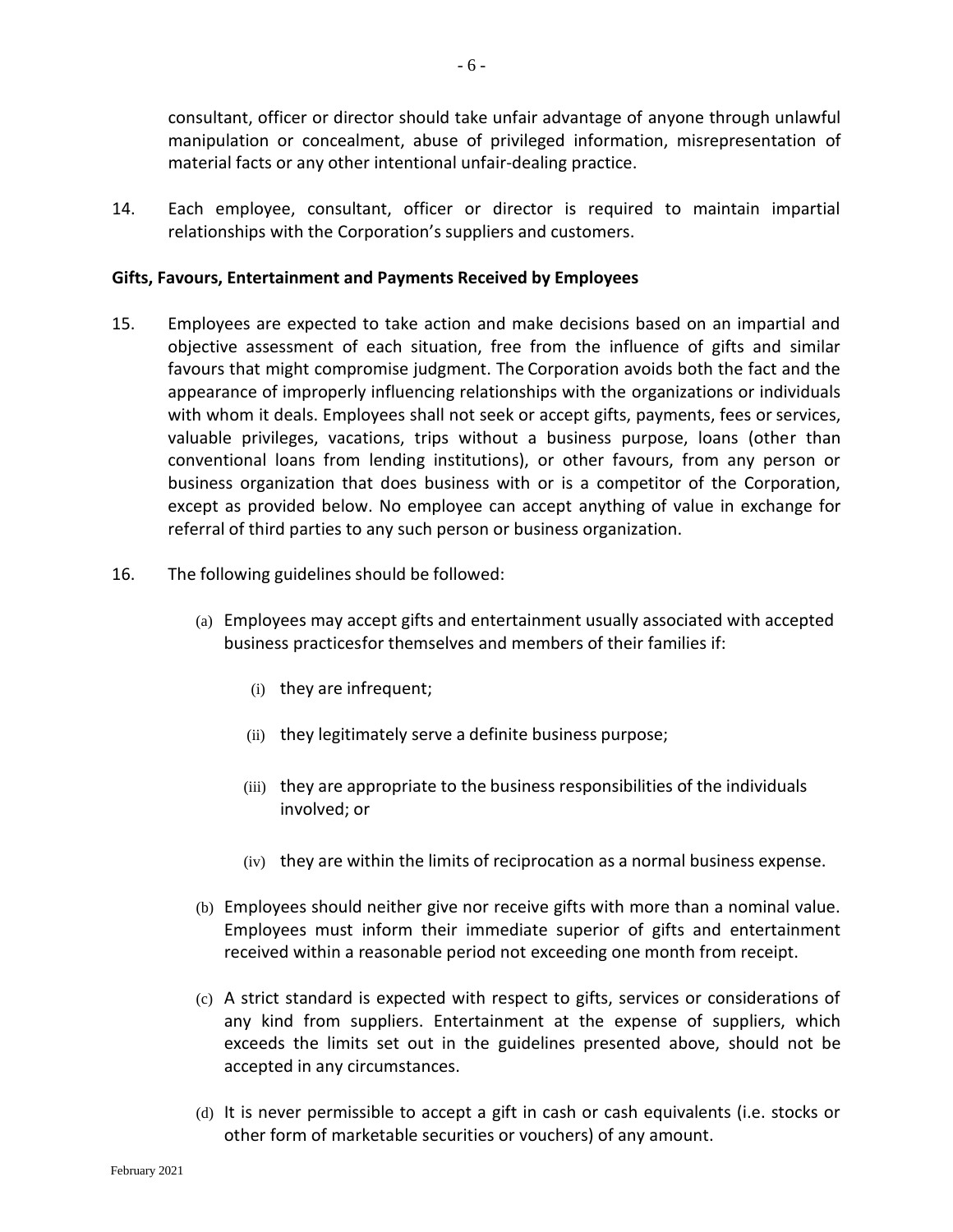consultant, officer or director should take unfair advantage of anyone through unlawful manipulation or concealment, abuse of privileged information, misrepresentation of material facts or any other intentional unfair-dealing practice.

14. Each employee, consultant, officer or director is required to maintain impartial relationships with the Corporation's suppliers and customers.

**Gifts, Favours, Entertainment and Payments Received by Employees**

15. Employees are expected to take action and make decisions based on an impartial and objective assessment of each situation, free from the influence of gifts and similar favours that might compromise judgment. The Corporation avoids both the fact and the appearance of improperly influencing relationships with the organizations or individuals with whom it deals. Employees shall not seek or accept gifts, payments, fees or services, valuable privileges, vacations, trips without a business purpose, loans (other than conventional loans from lending institutions), or other favours, from any person or business organization that does business with or is a competitor of the Corporation, except as provided below. No employee can accept anything of value in exchange for referral of third parties to any such person or business organization.

16. The following guidelines should be followed:

    (a) Employees may accept gifts and entertainment usually associated with accepted business practicesfor themselves and members of their families if:

        (i) they are infrequent;

        (ii) they legitimately serve a definite business purpose;

        (iii) they are appropriate to the business responsibilities of the individuals involved; or

        (iv) they are within the limits of reciprocation as a normal business expense.

    (b) Employees should neither give nor receive gifts with more than a nominal value. Employees must inform their immediate superior of gifts and entertainment received within a reasonable period not exceeding one month from receipt.

    (c) A strict standard is expected with respect to gifts, services or considerations of any kind from suppliers. Entertainment at the expense of suppliers, which exceeds the limits set out in the guidelines presented above, should not be accepted in any circumstances.

    (d) It is never permissible to accept a gift in cash or cash equivalents (i.e. stocks or other form of marketable securities or vouchers) of any amount.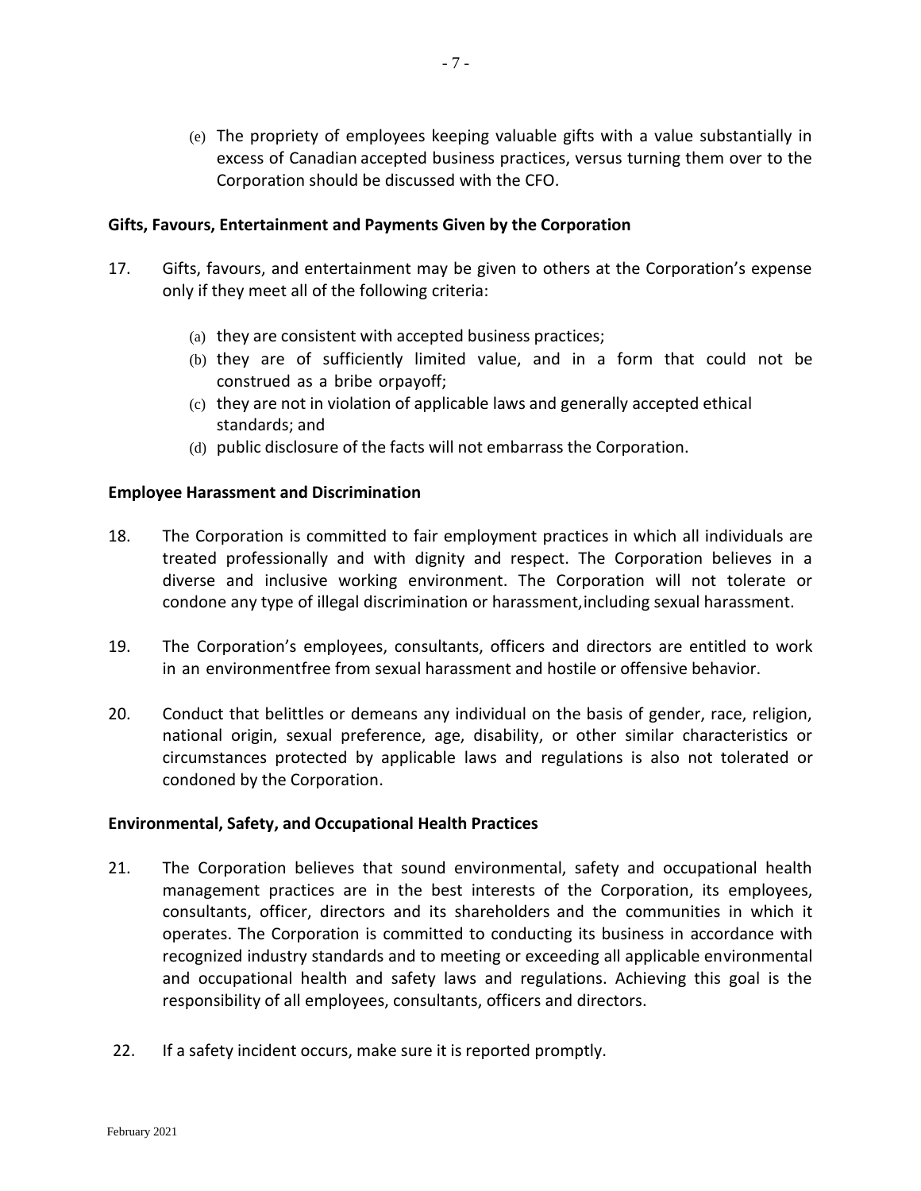(e) The propriety of employees keeping valuable gifts with a value substantially in excess of Canadian accepted business practices, versus turning them over to the Corporation should be discussed with the CFO.

**Gifts, Favours, Entertainment and Payments Given by the Corporation**

17. Gifts, favours, and entertainment may be given to others at the Corporation's expense only if they meet all of the following criteria:

    (a) they are consistent with accepted business practices;
    (b) they are of sufficiently limited value, and in a form that could not be construed as a bribe orpayoff;
    (c) they are not in violation of applicable laws and generally accepted ethical standards; and
    (d) public disclosure of the facts will not embarrass the Corporation.

**Employee Harassment and Discrimination**

18. The Corporation is committed to fair employment practices in which all individuals are treated professionally and with dignity and respect. The Corporation believes in a diverse and inclusive working environment. The Corporation will not tolerate or condone any type of illegal discrimination or harassment,including sexual harassment.

19. The Corporation's employees, consultants, officers and directors are entitled to work in an environmentfree from sexual harassment and hostile or offensive behavior.

20. Conduct that belittles or demeans any individual on the basis of gender, race, religion, national origin, sexual preference, age, disability, or other similar characteristics or circumstances protected by applicable laws and regulations is also not tolerated or condoned by the Corporation.

**Environmental, Safety, and Occupational Health Practices**

21. The Corporation believes that sound environmental, safety and occupational health management practices are in the best interests of the Corporation, its employees, consultants, officer, directors and its shareholders and the communities in which it operates. The Corporation is committed to conducting its business in accordance with recognized industry standards and to meeting or exceeding all applicable environmental and occupational health and safety laws and regulations. Achieving this goal is the responsibility of all employees, consultants, officers and directors.

22. If a safety incident occurs, make sure it is reported promptly.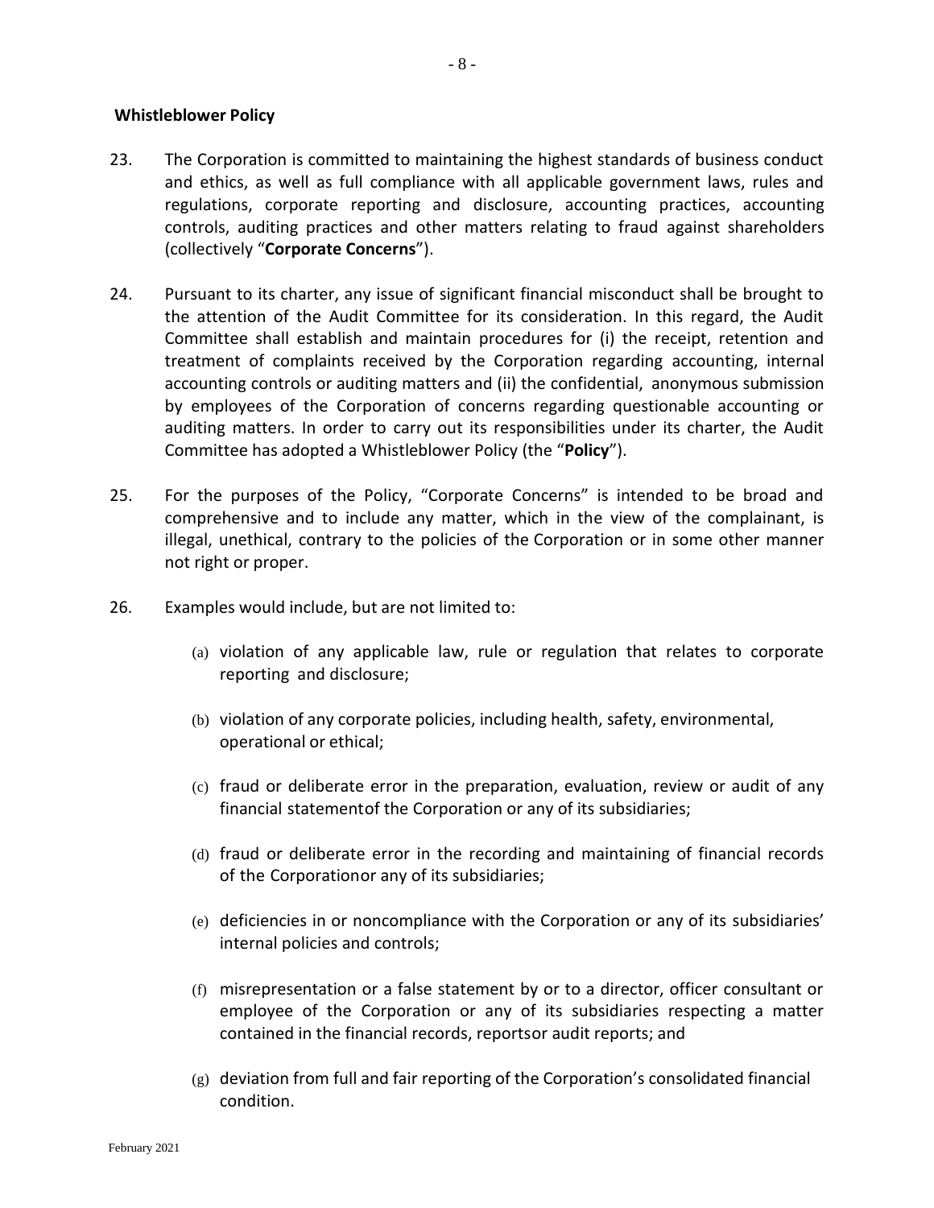**Whistleblower Policy**

23. The Corporation is committed to maintaining the highest standards of business conduct and ethics, as well as full compliance with all applicable government laws, rules and regulations, corporate reporting and disclosure, accounting practices, accounting controls, auditing practices and other matters relating to fraud against shareholders (collectively "**Corporate Concerns**").

24. Pursuant to its charter, any issue of significant financial misconduct shall be brought to the attention of the Audit Committee for its consideration. In this regard, the Audit Committee shall establish and maintain procedures for (i) the receipt, retention and treatment of complaints received by the Corporation regarding accounting, internal accounting controls or auditing matters and (ii) the confidential, anonymous submission by employees of the Corporation of concerns regarding questionable accounting or auditing matters. In order to carry out its responsibilities under its charter, the Audit Committee has adopted a Whistleblower Policy (the "**Policy**").

25. For the purposes of the Policy, "Corporate Concerns" is intended to be broad and comprehensive and to include any matter, which in the view of the complainant, is illegal, unethical, contrary to the policies of the Corporation or in some other manner not right or proper.

26. Examples would include, but are not limited to:

    (a) violation of any applicable law, rule or regulation that relates to corporate reporting and disclosure;

    (b) violation of any corporate policies, including health, safety, environmental, operational or ethical;

    (c) fraud or deliberate error in the preparation, evaluation, review or audit of any financial statementof the Corporation or any of its subsidiaries;

    (d) fraud or deliberate error in the recording and maintaining of financial records of the Corporationor any of its subsidiaries;

    (e) deficiencies in or noncompliance with the Corporation or any of its subsidiaries' internal policies and controls;

    (f) misrepresentation or a false statement by or to a director, officer consultant or employee of the Corporation or any of its subsidiaries respecting a matter contained in the financial records, reportsor audit reports; and

    (g) deviation from full and fair reporting of the Corporation's consolidated financial condition.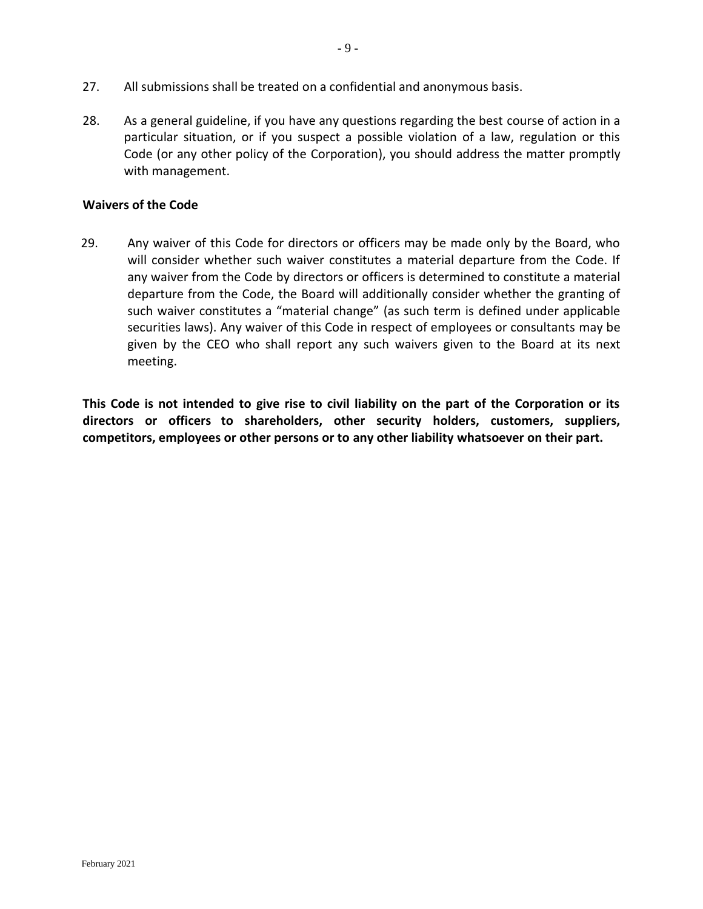27. All submissions shall be treated on a confidential and anonymous basis.

28. As a general guideline, if you have any questions regarding the best course of action in a particular situation, or if you suspect a possible violation of a law, regulation or this Code (or any other policy of the Corporation), you should address the matter promptly with management.

### Waivers of the Code

29. Any waiver of this Code for directors or officers may be made only by the Board, who will consider whether such waiver constitutes a material departure from the Code. If any waiver from the Code by directors or officers is determined to constitute a material departure from the Code, the Board will additionally consider whether the granting of such waiver constitutes a "material change" (as such term is defined under applicable securities laws). Any waiver of this Code in respect of employees or consultants may be given by the CEO who shall report any such waivers given to the Board at its next meeting.

**This Code is not intended to give rise to civil liability on the part of the Corporation or its directors or officers to shareholders, other security holders, customers, suppliers, competitors, employees or other persons or to any other liability whatsoever on their part.**